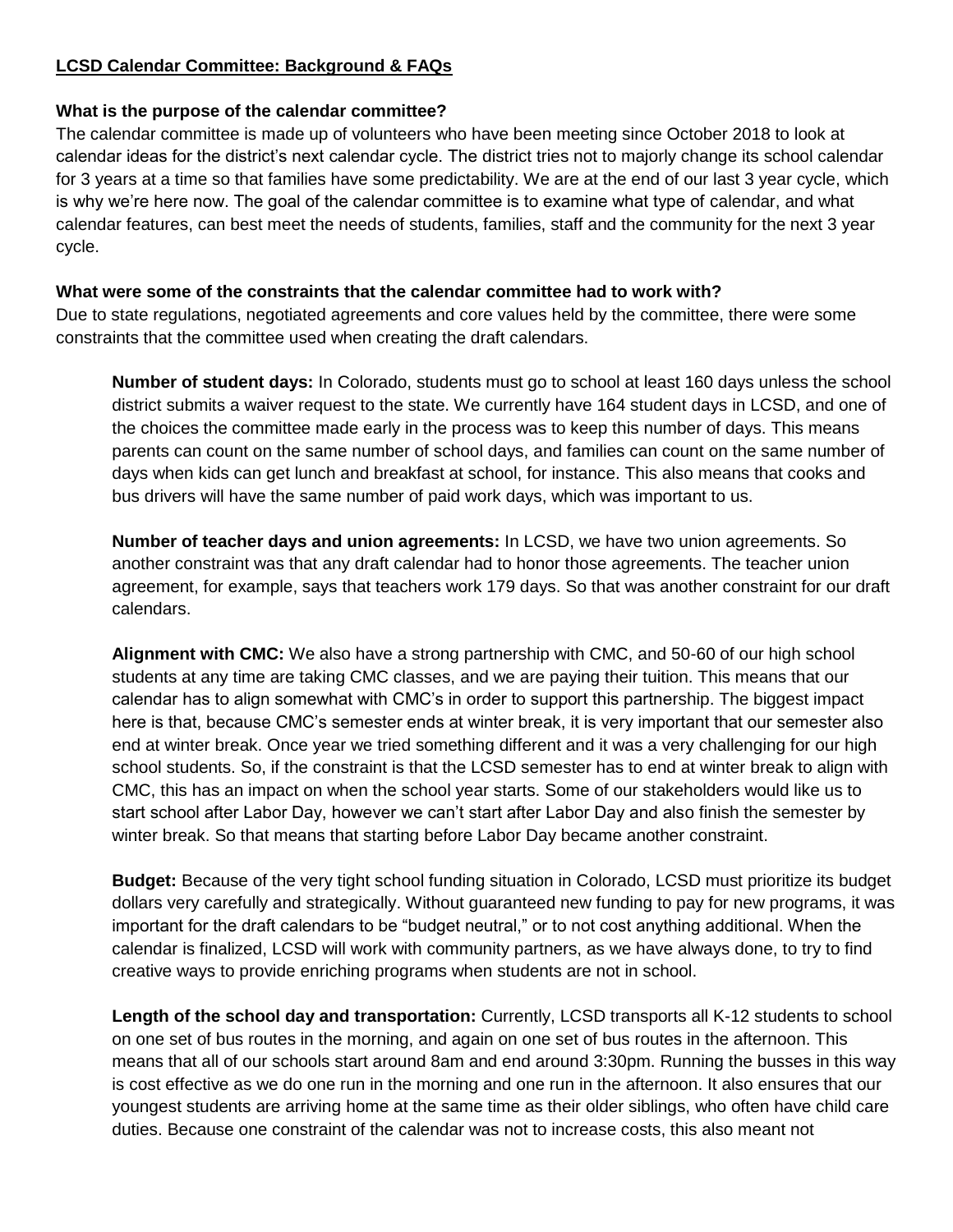## LCSD Calendar Committee: Background & FAQs

**What is the purpose of the calendar committee?**

The calendar committee is made up of volunteers who have been meeting since October 2018 to look at calendar ideas for the district's next calendar cycle. The district tries not to majorly change its school calendar for 3 years at a time so that families have some predictability. We are at the end of our last 3 year cycle, which is why we're here now. The goal of the calendar committee is to examine what type of calendar, and what calendar features, can best meet the needs of students, families, staff and the community for the next 3 year cycle.

**What were some of the constraints that the calendar committee had to work with?**

Due to state regulations, negotiated agreements and core values held by the committee, there were some constraints that the committee used when creating the draft calendars.

**Number of student days:** In Colorado, students must go to school at least 160 days unless the school district submits a waiver request to the state. We currently have 164 student days in LCSD, and one of the choices the committee made early in the process was to keep this number of days. This means parents can count on the same number of school days, and families can count on the same number of days when kids can get lunch and breakfast at school, for instance. This also means that cooks and bus drivers will have the same number of paid work days, which was important to us.

**Number of teacher days and union agreements:** In LCSD, we have two union agreements. So another constraint was that any draft calendar had to honor those agreements. The teacher union agreement, for example, says that teachers work 179 days. So that was another constraint for our draft calendars.

**Alignment with CMC:** We also have a strong partnership with CMC, and 50-60 of our high school students at any time are taking CMC classes, and we are paying their tuition. This means that our calendar has to align somewhat with CMC's in order to support this partnership. The biggest impact here is that, because CMC's semester ends at winter break, it is very important that our semester also end at winter break. Once year we tried something different and it was a very challenging for our high school students. So, if the constraint is that the LCSD semester has to end at winter break to align with CMC, this has an impact on when the school year starts. Some of our stakeholders would like us to start school after Labor Day, however we can't start after Labor Day and also finish the semester by winter break. So that means that starting before Labor Day became another constraint.

**Budget:** Because of the very tight school funding situation in Colorado, LCSD must prioritize its budget dollars very carefully and strategically. Without guaranteed new funding to pay for new programs, it was important for the draft calendars to be "budget neutral," or to not cost anything additional. When the calendar is finalized, LCSD will work with community partners, as we have always done, to try to find creative ways to provide enriching programs when students are not in school.

**Length of the school day and transportation:** Currently, LCSD transports all K-12 students to school on one set of bus routes in the morning, and again on one set of bus routes in the afternoon. This means that all of our schools start around 8am and end around 3:30pm. Running the busses in this way is cost effective as we do one run in the morning and one run in the afternoon. It also ensures that our youngest students are arriving home at the same time as their older siblings, who often have child care duties. Because one constraint of the calendar was not to increase costs, this also meant not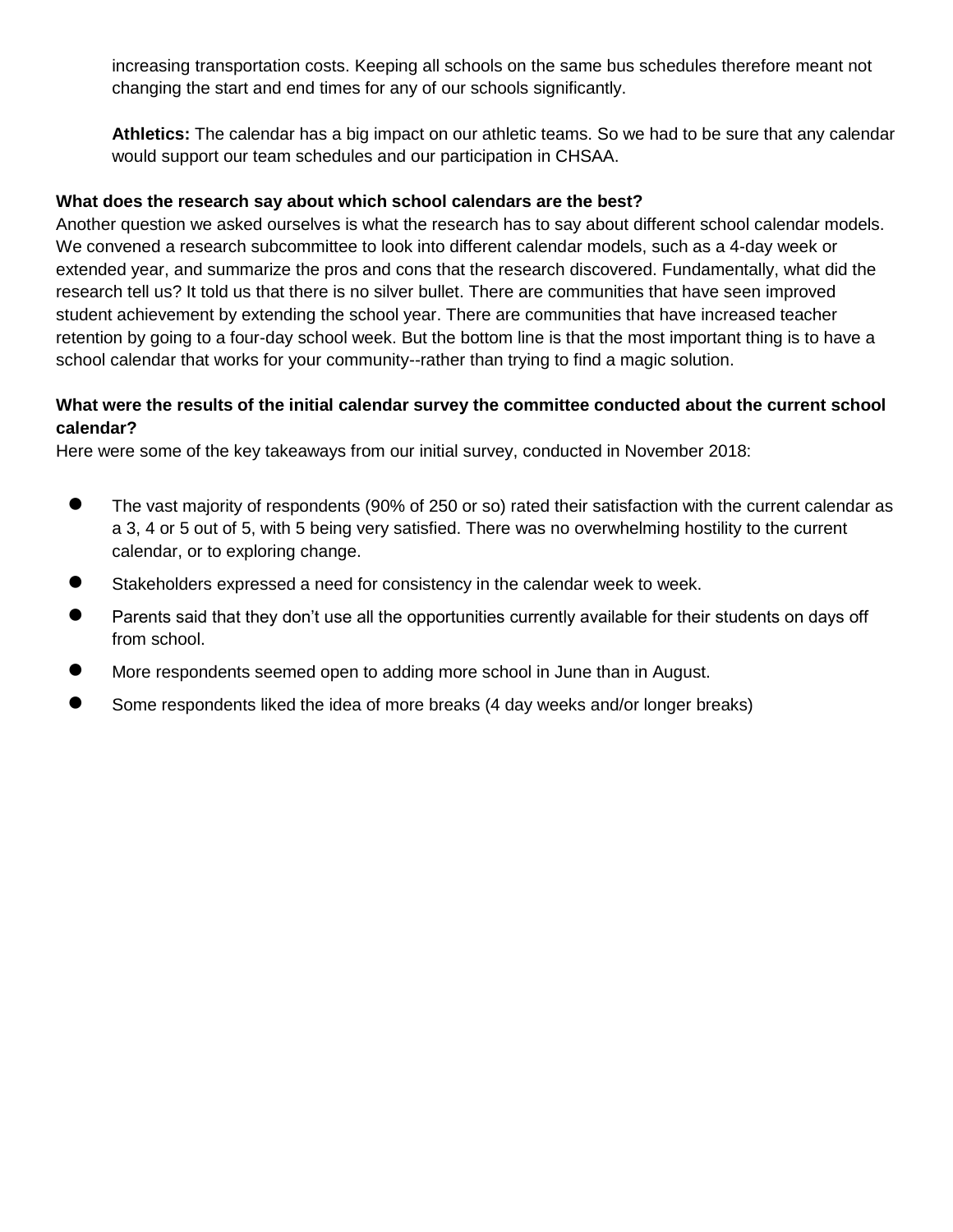increasing transportation costs. Keeping all schools on the same bus schedules therefore meant not changing the start and end times for any of our schools significantly.

**Athletics:** The calendar has a big impact on our athletic teams. So we had to be sure that any calendar would support our team schedules and our participation in CHSAA.

**What does the research say about which school calendars are the best?**

Another question we asked ourselves is what the research has to say about different school calendar models. We convened a research subcommittee to look into different calendar models, such as a 4-day week or extended year, and summarize the pros and cons that the research discovered. Fundamentally, what did the research tell us? It told us that there is no silver bullet. There are communities that have seen improved student achievement by extending the school year. There are communities that have increased teacher retention by going to a four-day school week. But the bottom line is that the most important thing is to have a school calendar that works for your community--rather than trying to find a magic solution.

**What were the results of the initial calendar survey the committee conducted about the current school calendar?**

Here were some of the key takeaways from our initial survey, conducted in November 2018:

- The vast majority of respondents (90% of 250 or so) rated their satisfaction with the current calendar as a 3, 4 or 5 out of 5, with 5 being very satisfied. There was no overwhelming hostility to the current calendar, or to exploring change.
- Stakeholders expressed a need for consistency in the calendar week to week.
- Parents said that they don't use all the opportunities currently available for their students on days off from school.
- More respondents seemed open to adding more school in June than in August.
- Some respondents liked the idea of more breaks (4 day weeks and/or longer breaks)